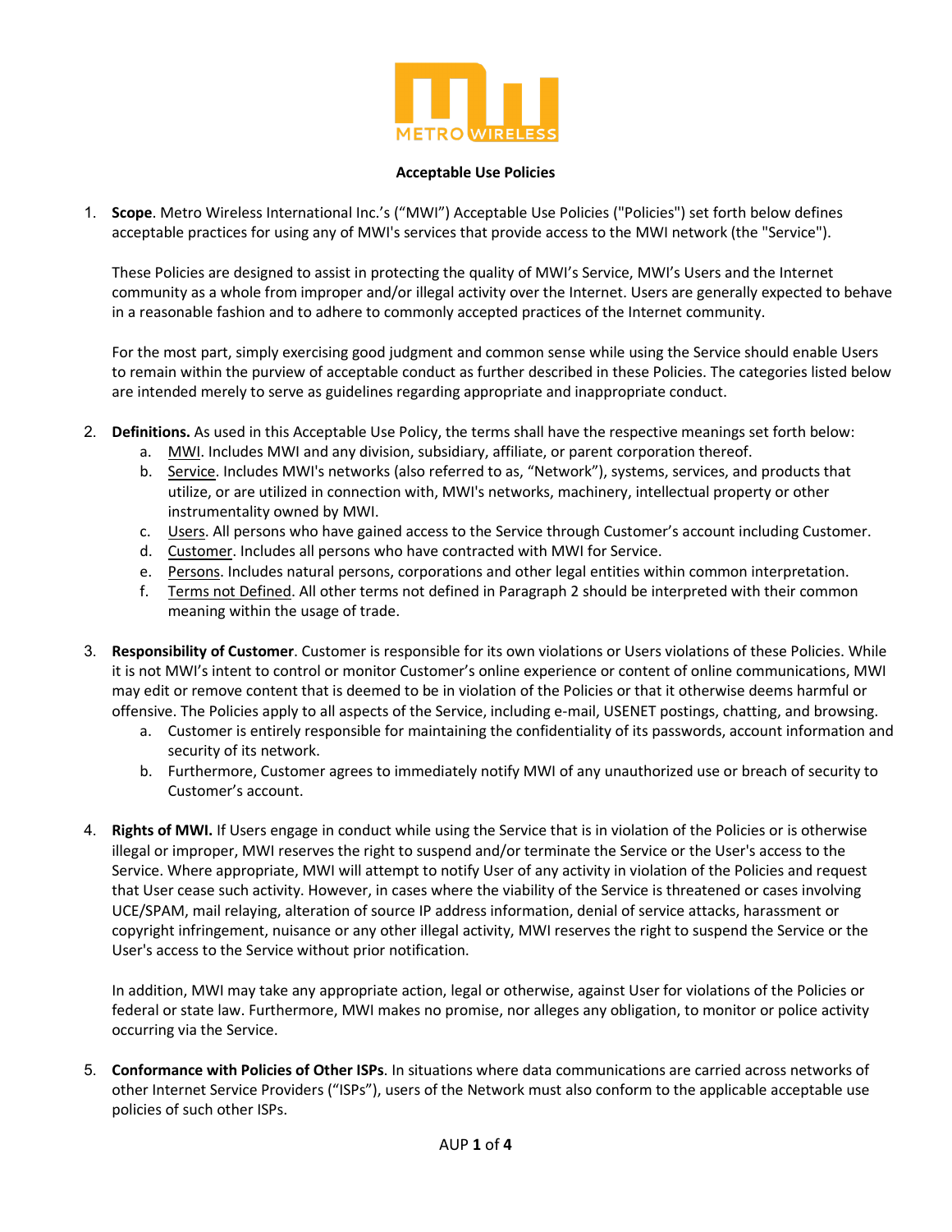**Acceptable Use Policies**

1. **Scope**. Metro Wireless International Inc.'s ("MWI") Acceptable Use Policies ("Policies") set forth below defines acceptable practices for using any of MWI's services that provide access to the MWI network (the "Service").

   These Policies are designed to assist in protecting the quality of MWI's Service, MWI's Users and the Internet community as a whole from improper and/or illegal activity over the Internet. Users are generally expected to behave in a reasonable fashion and to adhere to commonly accepted practices of the Internet community.

   For the most part, simply exercising good judgment and common sense while using the Service should enable Users to remain within the purview of acceptable conduct as further described in these Policies. The categories listed below are intended merely to serve as guidelines regarding appropriate and inappropriate conduct.

2. **Definitions.** As used in this Acceptable Use Policy, the terms shall have the respective meanings set forth below:
   a. MWI. Includes MWI and any division, subsidiary, affiliate, or parent corporation thereof.
   b. Service. Includes MWI's networks (also referred to as, "Network"), systems, services, and products that utilize, or are utilized in connection with, MWI's networks, machinery, intellectual property or other instrumentality owned by MWI.
   c. Users. All persons who have gained access to the Service through Customer's account including Customer.
   d. Customer. Includes all persons who have contracted with MWI for Service.
   e. Persons. Includes natural persons, corporations and other legal entities within common interpretation.
   f. Terms not Defined. All other terms not defined in Paragraph 2 should be interpreted with their common meaning within the usage of trade.

3. **Responsibility of Customer**. Customer is responsible for its own violations or Users violations of these Policies. While it is not MWI's intent to control or monitor Customer's online experience or content of online communications, MWI may edit or remove content that is deemed to be in violation of the Policies or that it otherwise deems harmful or offensive. The Policies apply to all aspects of the Service, including e-mail, USENET postings, chatting, and browsing.
   a. Customer is entirely responsible for maintaining the confidentiality of its passwords, account information and security of its network.
   b. Furthermore, Customer agrees to immediately notify MWI of any unauthorized use or breach of security to Customer's account.

4. **Rights of MWI.** If Users engage in conduct while using the Service that is in violation of the Policies or is otherwise illegal or improper, MWI reserves the right to suspend and/or terminate the Service or the User's access to the Service. Where appropriate, MWI will attempt to notify User of any activity in violation of the Policies and request that User cease such activity. However, in cases where the viability of the Service is threatened or cases involving UCE/SPAM, mail relaying, alteration of source IP address information, denial of service attacks, harassment or copyright infringement, nuisance or any other illegal activity, MWI reserves the right to suspend the Service or the User's access to the Service without prior notification.

   In addition, MWI may take any appropriate action, legal or otherwise, against User for violations of the Policies or federal or state law. Furthermore, MWI makes no promise, nor alleges any obligation, to monitor or police activity occurring via the Service.

5. **Conformance with Policies of Other ISPs**. In situations where data communications are carried across networks of other Internet Service Providers ("ISPs"), users of the Network must also conform to the applicable acceptable use policies of such other ISPs.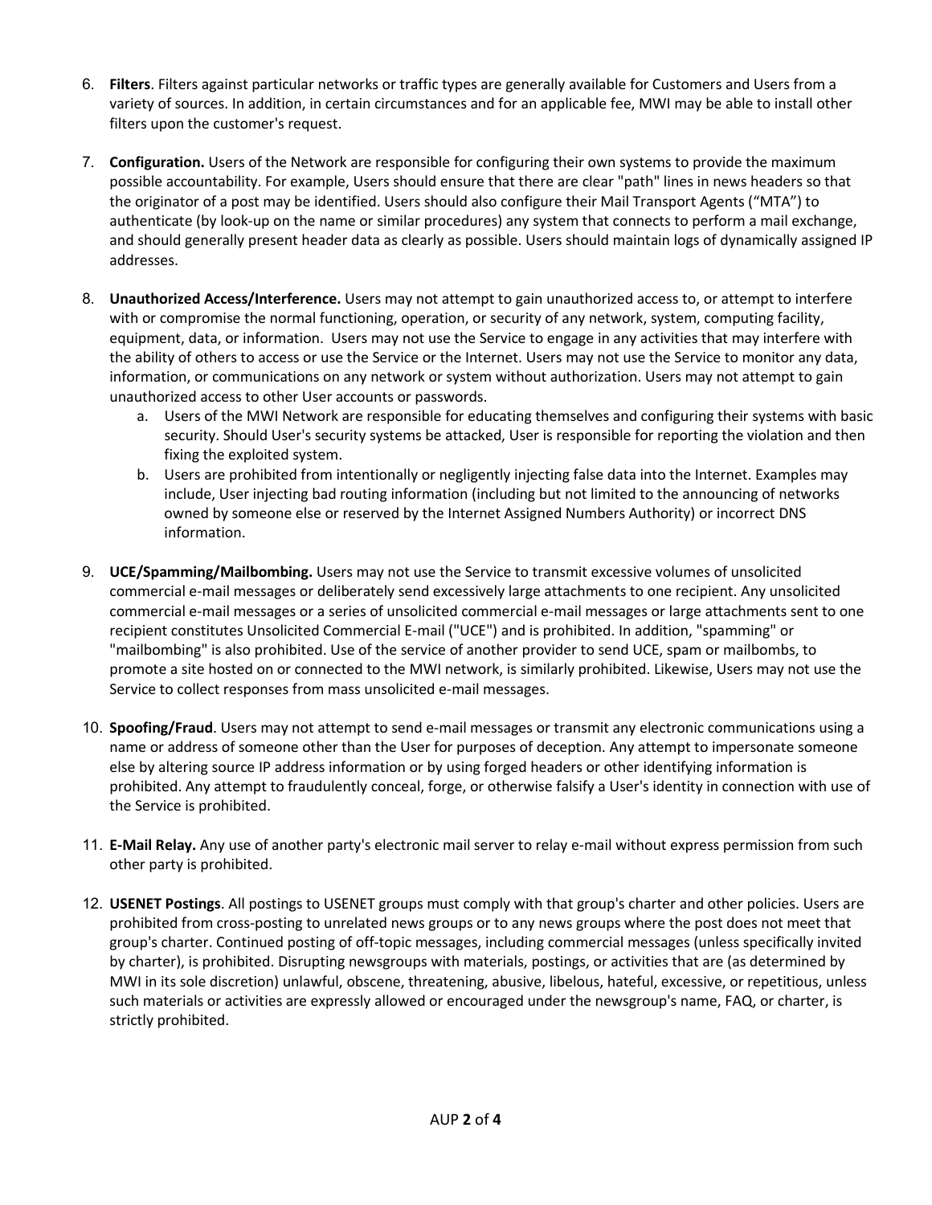6. **Filters**. Filters against particular networks or traffic types are generally available for Customers and Users from a variety of sources. In addition, in certain circumstances and for an applicable fee, MWI may be able to install other filters upon the customer's request.

7. **Configuration.** Users of the Network are responsible for configuring their own systems to provide the maximum possible accountability. For example, Users should ensure that there are clear "path" lines in news headers so that the originator of a post may be identified. Users should also configure their Mail Transport Agents ("MTA") to authenticate (by look-up on the name or similar procedures) any system that connects to perform a mail exchange, and should generally present header data as clearly as possible. Users should maintain logs of dynamically assigned IP addresses.

8. **Unauthorized Access/Interference.** Users may not attempt to gain unauthorized access to, or attempt to interfere with or compromise the normal functioning, operation, or security of any network, system, computing facility, equipment, data, or information. Users may not use the Service to engage in any activities that may interfere with the ability of others to access or use the Service or the Internet. Users may not use the Service to monitor any data, information, or communications on any network or system without authorization. Users may not attempt to gain unauthorized access to other User accounts or passwords.
    a. Users of the MWI Network are responsible for educating themselves and configuring their systems with basic security. Should User's security systems be attacked, User is responsible for reporting the violation and then fixing the exploited system.
    b. Users are prohibited from intentionally or negligently injecting false data into the Internet. Examples may include, User injecting bad routing information (including but not limited to the announcing of networks owned by someone else or reserved by the Internet Assigned Numbers Authority) or incorrect DNS information.

9. **UCE/Spamming/Mailbombing.** Users may not use the Service to transmit excessive volumes of unsolicited commercial e-mail messages or deliberately send excessively large attachments to one recipient. Any unsolicited commercial e-mail messages or a series of unsolicited commercial e-mail messages or large attachments sent to one recipient constitutes Unsolicited Commercial E-mail ("UCE") and is prohibited. In addition, "spamming" or "mailbombing" is also prohibited. Use of the service of another provider to send UCE, spam or mailbombs, to promote a site hosted on or connected to the MWI network, is similarly prohibited. Likewise, Users may not use the Service to collect responses from mass unsolicited e-mail messages.

10. **Spoofing/Fraud**. Users may not attempt to send e-mail messages or transmit any electronic communications using a name or address of someone other than the User for purposes of deception. Any attempt to impersonate someone else by altering source IP address information or by using forged headers or other identifying information is prohibited. Any attempt to fraudulently conceal, forge, or otherwise falsify a User's identity in connection with use of the Service is prohibited.

11. **E-Mail Relay.** Any use of another party's electronic mail server to relay e-mail without express permission from such other party is prohibited.

12. **USENET Postings**. All postings to USENET groups must comply with that group's charter and other policies. Users are prohibited from cross-posting to unrelated news groups or to any news groups where the post does not meet that group's charter. Continued posting of off-topic messages, including commercial messages (unless specifically invited by charter), is prohibited. Disrupting newsgroups with materials, postings, or activities that are (as determined by MWI in its sole discretion) unlawful, obscene, threatening, abusive, libelous, hateful, excessive, or repetitious, unless such materials or activities are expressly allowed or encouraged under the newsgroup's name, FAQ, or charter, is strictly prohibited.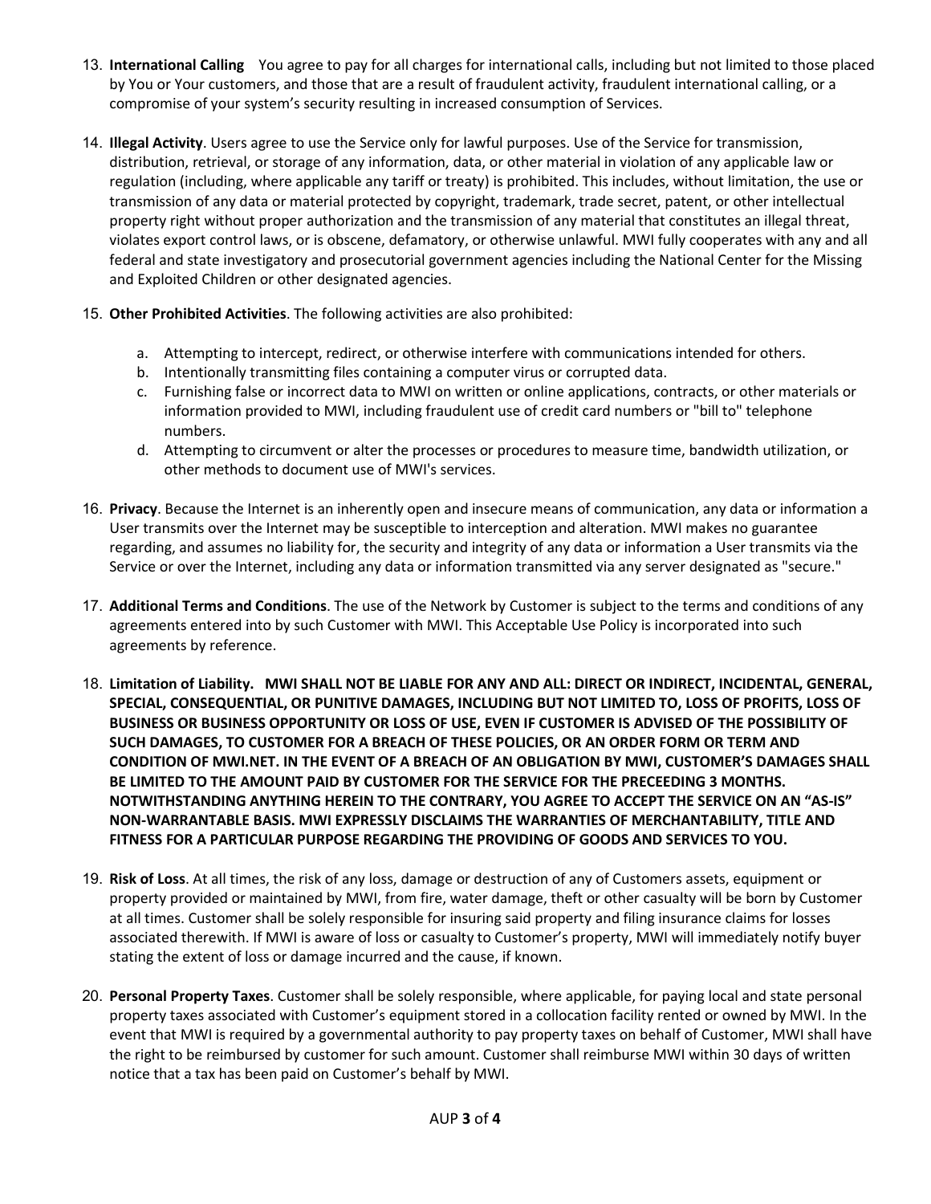13. **International Calling** You agree to pay for all charges for international calls, including but not limited to those placed by You or Your customers, and those that are a result of fraudulent activity, fraudulent international calling, or a compromise of your system's security resulting in increased consumption of Services.

14. **Illegal Activity**. Users agree to use the Service only for lawful purposes. Use of the Service for transmission, distribution, retrieval, or storage of any information, data, or other material in violation of any applicable law or regulation (including, where applicable any tariff or treaty) is prohibited. This includes, without limitation, the use or transmission of any data or material protected by copyright, trademark, trade secret, patent, or other intellectual property right without proper authorization and the transmission of any material that constitutes an illegal threat, violates export control laws, or is obscene, defamatory, or otherwise unlawful. MWI fully cooperates with any and all federal and state investigatory and prosecutorial government agencies including the National Center for the Missing and Exploited Children or other designated agencies.

15. **Other Prohibited Activities**. The following activities are also prohibited:

    a. Attempting to intercept, redirect, or otherwise interfere with communications intended for others.
    b. Intentionally transmitting files containing a computer virus or corrupted data.
    c. Furnishing false or incorrect data to MWI on written or online applications, contracts, or other materials or information provided to MWI, including fraudulent use of credit card numbers or "bill to" telephone numbers.
    d. Attempting to circumvent or alter the processes or procedures to measure time, bandwidth utilization, or other methods to document use of MWI's services.

16. **Privacy**. Because the Internet is an inherently open and insecure means of communication, any data or information a User transmits over the Internet may be susceptible to interception and alteration. MWI makes no guarantee regarding, and assumes no liability for, the security and integrity of any data or information a User transmits via the Service or over the Internet, including any data or information transmitted via any server designated as "secure."

17. **Additional Terms and Conditions**. The use of the Network by Customer is subject to the terms and conditions of any agreements entered into by such Customer with MWI. This Acceptable Use Policy is incorporated into such agreements by reference.

18. **Limitation of Liability. MWI SHALL NOT BE LIABLE FOR ANY AND ALL: DIRECT OR INDIRECT, INCIDENTAL, GENERAL, SPECIAL, CONSEQUENTIAL, OR PUNITIVE DAMAGES, INCLUDING BUT NOT LIMITED TO, LOSS OF PROFITS, LOSS OF BUSINESS OR BUSINESS OPPORTUNITY OR LOSS OF USE, EVEN IF CUSTOMER IS ADVISED OF THE POSSIBILITY OF SUCH DAMAGES, TO CUSTOMER FOR A BREACH OF THESE POLICIES, OR AN ORDER FORM OR TERM AND CONDITION OF MWI.NET. IN THE EVENT OF A BREACH OF AN OBLIGATION BY MWI, CUSTOMER'S DAMAGES SHALL BE LIMITED TO THE AMOUNT PAID BY CUSTOMER FOR THE SERVICE FOR THE PRECEEDING 3 MONTHS. NOTWITHSTANDING ANYTHING HEREIN TO THE CONTRARY, YOU AGREE TO ACCEPT THE SERVICE ON AN "AS-IS" NON-WARRANTABLE BASIS. MWI EXPRESSLY DISCLAIMS THE WARRANTIES OF MERCHANTABILITY, TITLE AND FITNESS FOR A PARTICULAR PURPOSE REGARDING THE PROVIDING OF GOODS AND SERVICES TO YOU.**

19. **Risk of Loss**. At all times, the risk of any loss, damage or destruction of any of Customers assets, equipment or property provided or maintained by MWI, from fire, water damage, theft or other casualty will be born by Customer at all times. Customer shall be solely responsible for insuring said property and filing insurance claims for losses associated therewith. If MWI is aware of loss or casualty to Customer's property, MWI will immediately notify buyer stating the extent of loss or damage incurred and the cause, if known.

20. **Personal Property Taxes**. Customer shall be solely responsible, where applicable, for paying local and state personal property taxes associated with Customer's equipment stored in a collocation facility rented or owned by MWI. In the event that MWI is required by a governmental authority to pay property taxes on behalf of Customer, MWI shall have the right to be reimbursed by customer for such amount. Customer shall reimburse MWI within 30 days of written notice that a tax has been paid on Customer's behalf by MWI.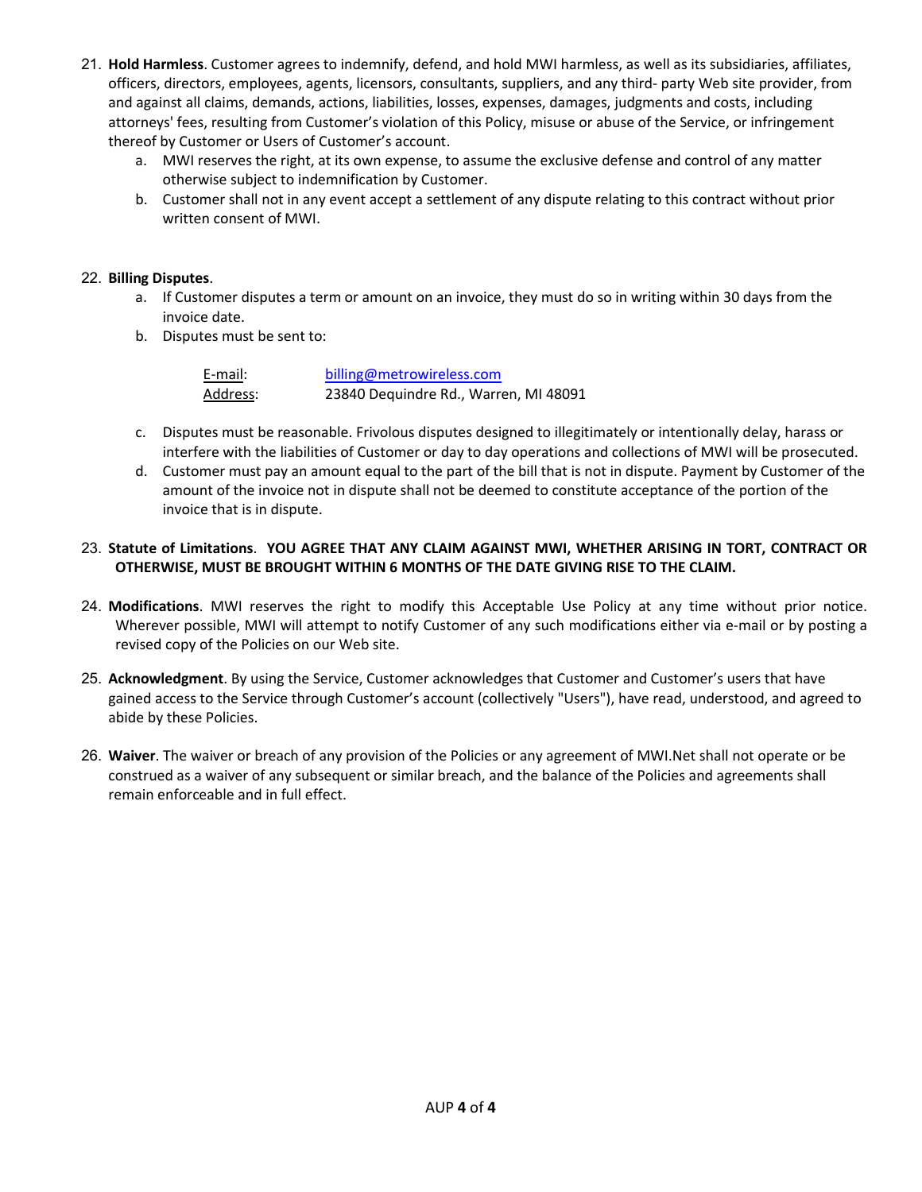21. **Hold Harmless**. Customer agrees to indemnify, defend, and hold MWI harmless, as well as its subsidiaries, affiliates, officers, directors, employees, agents, licensors, consultants, suppliers, and any third- party Web site provider, from and against all claims, demands, actions, liabilities, losses, expenses, damages, judgments and costs, including attorneys' fees, resulting from Customer's violation of this Policy, misuse or abuse of the Service, or infringement thereof by Customer or Users of Customer's account.
    a. MWI reserves the right, at its own expense, to assume the exclusive defense and control of any matter otherwise subject to indemnification by Customer.
    b. Customer shall not in any event accept a settlement of any dispute relating to this contract without prior written consent of MWI.

22. **Billing Disputes**.
    a. If Customer disputes a term or amount on an invoice, they must do so in writing within 30 days from the invoice date.
    b. Disputes must be sent to:

       E-mail: billing@metrowireless.com
       Address: 23840 Dequindre Rd., Warren, MI 48091

    c. Disputes must be reasonable. Frivolous disputes designed to illegitimately or intentionally delay, harass or interfere with the liabilities of Customer or day to day operations and collections of MWI will be prosecuted.
    d. Customer must pay an amount equal to the part of the bill that is not in dispute. Payment by Customer of the amount of the invoice not in dispute shall not be deemed to constitute acceptance of the portion of the invoice that is in dispute.

23. **Statute of Limitations**. **YOU AGREE THAT ANY CLAIM AGAINST MWI, WHETHER ARISING IN TORT, CONTRACT OR OTHERWISE, MUST BE BROUGHT WITHIN 6 MONTHS OF THE DATE GIVING RISE TO THE CLAIM.**

24. **Modifications**. MWI reserves the right to modify this Acceptable Use Policy at any time without prior notice. Wherever possible, MWI will attempt to notify Customer of any such modifications either via e-mail or by posting a revised copy of the Policies on our Web site.

25. **Acknowledgment**. By using the Service, Customer acknowledges that Customer and Customer's users that have gained access to the Service through Customer's account (collectively "Users"), have read, understood, and agreed to abide by these Policies.

26. **Waiver**. The waiver or breach of any provision of the Policies or any agreement of MWI.Net shall not operate or be construed as a waiver of any subsequent or similar breach, and the balance of the Policies and agreements shall remain enforceable and in full effect.